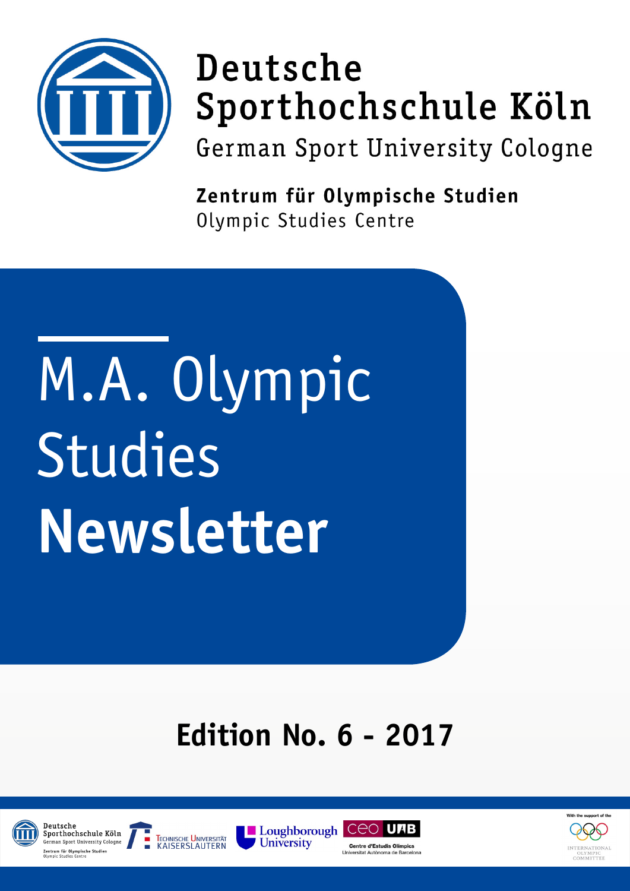Deutsche Sporthochschule Köln

German Sport University Cologne

**Zentrum für Olympische Studien**

Olympic Studies Centre

# M.A. Olympic Studies **Newsletter**

## Edition No. 6 - 2017

Deutsche Sporthochschule Köln
German Sport University Cologne
Zentrum für Olympische Studien
Olympic Studies Centre

Technische Universität Kaiserslautern

Loughborough University

ceo UAB
Centre d'Estudis Olímpics
Universitat Autònoma de Barcelona

With the support of the
International Olympic Committee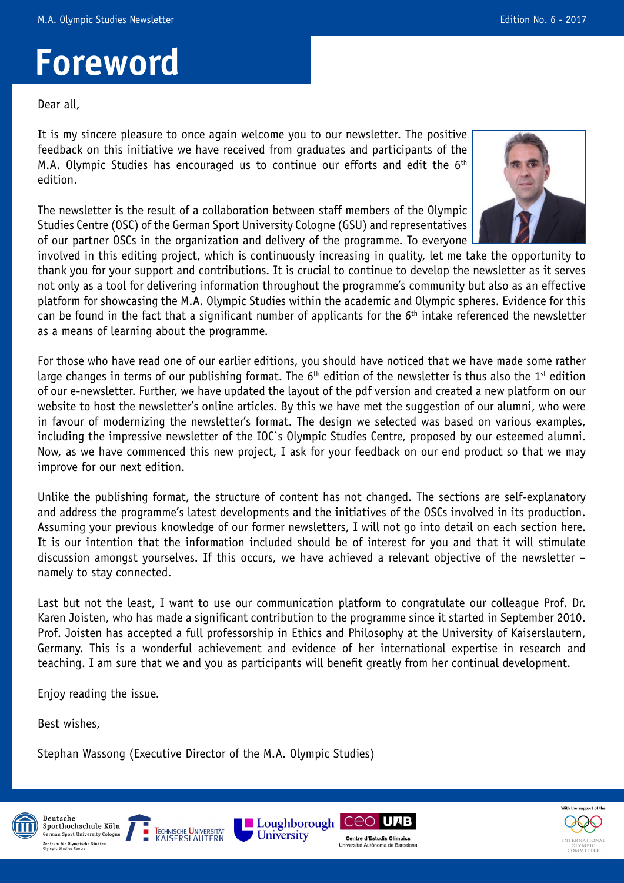# Foreword

Dear all,

It is my sincere pleasure to once again welcome you to our newsletter. The positive feedback on this initiative we have received from graduates and participants of the M.A. Olympic Studies has encouraged us to continue our efforts and edit the 6th edition.

The newsletter is the result of a collaboration between staff members of the Olympic Studies Centre (OSC) of the German Sport University Cologne (GSU) and representatives of our partner OSCs in the organization and delivery of the programme. To everyone involved in this editing project, which is continuously increasing in quality, let me take the opportunity to thank you for your support and contributions. It is crucial to continue to develop the newsletter as it serves not only as a tool for delivering information throughout the programme's community but also as an effective platform for showcasing the M.A. Olympic Studies within the academic and Olympic spheres. Evidence for this can be found in the fact that a significant number of applicants for the 6th intake referenced the newsletter as a means of learning about the programme.

For those who have read one of our earlier editions, you should have noticed that we have made some rather large changes in terms of our publishing format. The 6th edition of the newsletter is thus also the 1st edition of our e-newsletter. Further, we have updated the layout of the pdf version and created a new platform on our website to host the newsletter's online articles. By this we have met the suggestion of our alumni, who were in favour of modernizing the newsletter's format. The design we selected was based on various examples, including the impressive newsletter of the IOC`s Olympic Studies Centre, proposed by our esteemed alumni. Now, as we have commenced this new project, I ask for your feedback on our end product so that we may improve for our next edition.

Unlike the publishing format, the structure of content has not changed. The sections are self-explanatory and address the programme's latest developments and the initiatives of the OSCs involved in its production. Assuming your previous knowledge of our former newsletters, I will not go into detail on each section here. It is our intention that the information included should be of interest for you and that it will stimulate discussion amongst yourselves. If this occurs, we have achieved a relevant objective of the newsletter – namely to stay connected.

Last but not the least, I want to use our communication platform to congratulate our colleague Prof. Dr. Karen Joisten, who has made a significant contribution to the programme since it started in September 2010. Prof. Joisten has accepted a full professorship in Ethics and Philosophy at the University of Kaiserslautern, Germany. This is a wonderful achievement and evidence of her international expertise in research and teaching. I am sure that we and you as participants will benefit greatly from her continual development.

Enjoy reading the issue.

Best wishes,

Stephan Wassong (Executive Director of the M.A. Olympic Studies)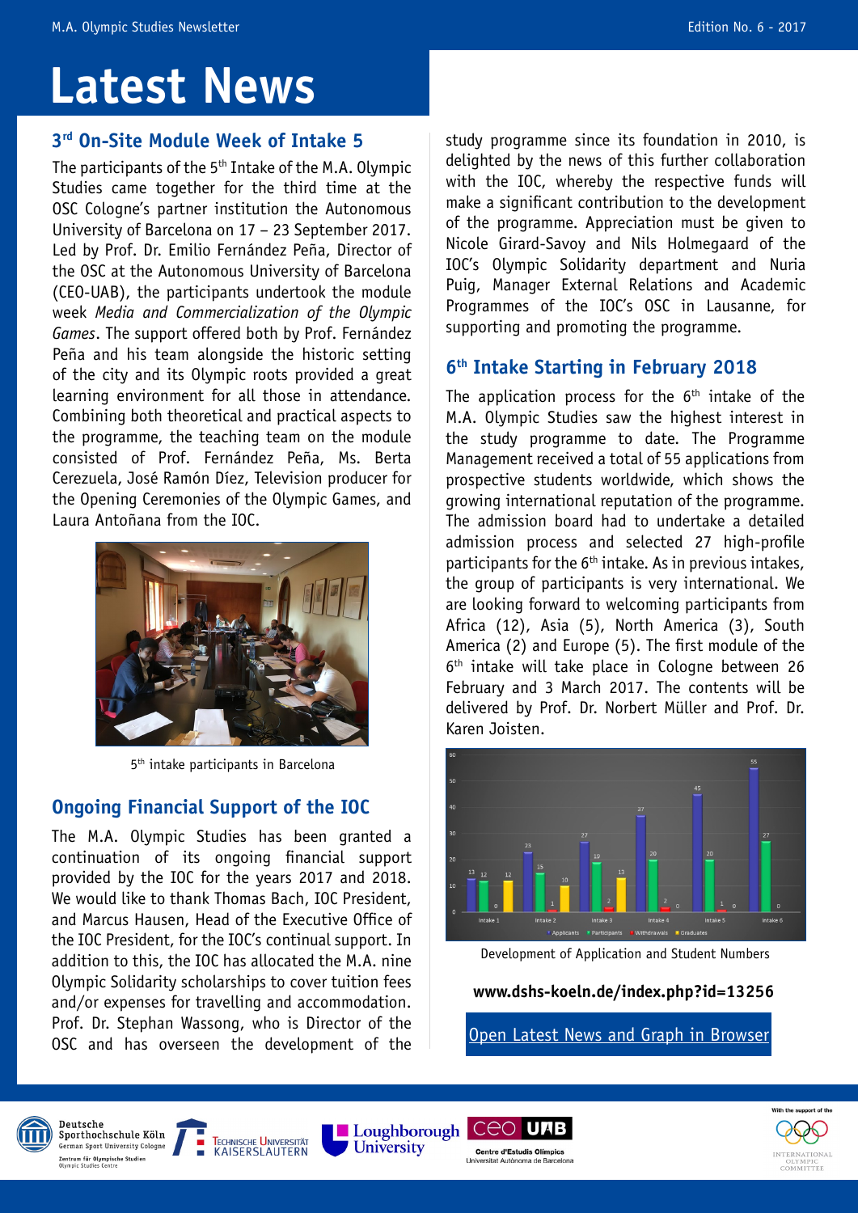# Latest News

## 3rd On-Site Module Week of Intake 5

The participants of the 5th Intake of the M.A. Olympic Studies came together for the third time at the OSC Cologne's partner institution the Autonomous University of Barcelona on 17 – 23 September 2017. Led by Prof. Dr. Emilio Fernández Peña, Director of the OSC at the Autonomous University of Barcelona (CEO-UAB), the participants undertook the module week *Media and Commercialization of the Olympic Games*. The support offered both by Prof. Fernández Peña and his team alongside the historic setting of the city and its Olympic roots provided a great learning environment for all those in attendance. Combining both theoretical and practical aspects to the programme, the teaching team on the module consisted of Prof. Fernández Peña, Ms. Berta Cerezuela, José Ramón Díez, Television producer for the Opening Ceremonies of the Olympic Games, and Laura Antoñana from the IOC.

5th intake participants in Barcelona

## Ongoing Financial Support of the IOC

The M.A. Olympic Studies has been granted a continuation of its ongoing financial support provided by the IOC for the years 2017 and 2018. We would like to thank Thomas Bach, IOC President, and Marcus Hausen, Head of the Executive Office of the IOC President, for the IOC's continual support. In addition to this, the IOC has allocated the M.A. nine Olympic Solidarity scholarships to cover tuition fees and/or expenses for travelling and accommodation. Prof. Dr. Stephan Wassong, who is Director of the OSC and has overseen the development of the study programme since its foundation in 2010, is delighted by the news of this further collaboration with the IOC, whereby the respective funds will make a significant contribution to the development of the programme. Appreciation must be given to Nicole Girard-Savoy and Nils Holmegaard of the IOC's Olympic Solidarity department and Nuria Puig, Manager External Relations and Academic Programmes of the IOC's OSC in Lausanne, for supporting and promoting the programme.

## 6th Intake Starting in February 2018

The application process for the 6th intake of the M.A. Olympic Studies saw the highest interest in the study programme to date. The Programme Management received a total of 55 applications from prospective students worldwide, which shows the growing international reputation of the programme. The admission board had to undertake a detailed admission process and selected 27 high-profile participants for the 6th intake. As in previous intakes, the group of participants is very international. We are looking forward to welcoming participants from Africa (12), Asia (5), North America (3), South America (2) and Europe (5). The first module of the 6th intake will take place in Cologne between 26 February and 3 March 2017. The contents will be delivered by Prof. Dr. Norbert Müller and Prof. Dr. Karen Joisten.

| | Applicants | Participants | Withdrawals | Graduates |
|---|---|---|---|---|
| Intake 1 | 13 | 12 | 0 | 12 |
| Intake 2 | 23 | 15 | 1 | 10 |
| Intake 3 | 27 | 19 | 2 | 13 |
| Intake 4 | 37 | 20 | 2 | 0 |
| Intake 5 | 45 | 20 | 1 | 0 |
| Intake 6 | 55 | 27 | 0 | |

Development of Application and Student Numbers

**www.dshs-koeln.de/index.php?id=13256**

Open Latest News and Graph in Browser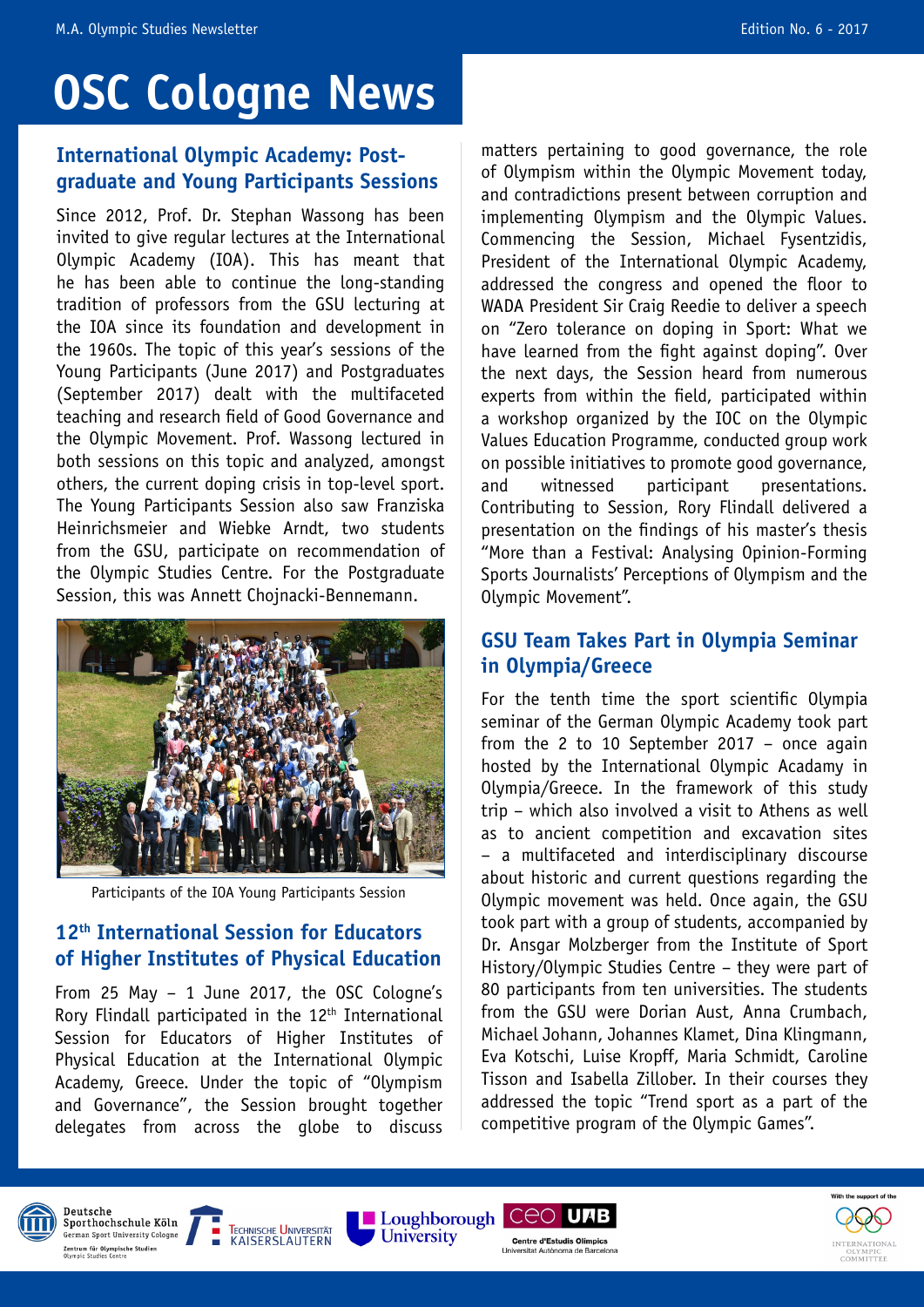# OSC Cologne News

## International Olympic Academy: Post-graduate and Young Participants Sessions

Since 2012, Prof. Dr. Stephan Wassong has been invited to give regular lectures at the International Olympic Academy (IOA). This has meant that he has been able to continue the long-standing tradition of professors from the GSU lecturing at the IOA since its foundation and development in the 1960s. The topic of this year's sessions of the Young Participants (June 2017) and Postgraduates (September 2017) dealt with the multifaceted teaching and research field of Good Governance and the Olympic Movement. Prof. Wassong lectured in both sessions on this topic and analyzed, amongst others, the current doping crisis in top-level sport. The Young Participants Session also saw Franziska Heinrichsmeier and Wiebke Arndt, two students from the GSU, participate on recommendation of the Olympic Studies Centre. For the Postgraduate Session, this was Annett Chojnacki-Bennemann.

Participants of the IOA Young Participants Session

## 12th International Session for Educators of Higher Institutes of Physical Education

From 25 May – 1 June 2017, the OSC Cologne's Rory Flindall participated in the 12th International Session for Educators of Higher Institutes of Physical Education at the International Olympic Academy, Greece. Under the topic of "Olympism and Governance", the Session brought together delegates from across the globe to discuss matters pertaining to good governance, the role of Olympism within the Olympic Movement today, and contradictions present between corruption and implementing Olympism and the Olympic Values. Commencing the Session, Michael Fysentzidis, President of the International Olympic Academy, addressed the congress and opened the floor to WADA President Sir Craig Reedie to deliver a speech on "Zero tolerance on doping in Sport: What we have learned from the fight against doping". Over the next days, the Session heard from numerous experts from within the field, participated within a workshop organized by the IOC on the Olympic Values Education Programme, conducted group work on possible initiatives to promote good governance, and witnessed participant presentations. Contributing to Session, Rory Flindall delivered a presentation on the findings of his master's thesis "More than a Festival: Analysing Opinion-Forming Sports Journalists' Perceptions of Olympism and the Olympic Movement".

## GSU Team Takes Part in Olympia Seminar in Olympia/Greece

For the tenth time the sport scientific Olympia seminar of the German Olympic Academy took part from the 2 to 10 September 2017 – once again hosted by the International Olympic Acadamy in Olympia/Greece. In the framework of this study trip – which also involved a visit to Athens as well as to ancient competition and excavation sites – a multifaceted and interdisciplinary discourse about historic and current questions regarding the Olympic movement was held. Once again, the GSU took part with a group of students, accompanied by Dr. Ansgar Molzberger from the Institute of Sport History/Olympic Studies Centre – they were part of 80 participants from ten universities. The students from the GSU were Dorian Aust, Anna Crumbach, Michael Johann, Johannes Klamet, Dina Klingmann, Eva Kotschi, Luise Kropff, Maria Schmidt, Caroline Tisson and Isabella Zillober. In their courses they addressed the topic "Trend sport as a part of the competitive program of the Olympic Games".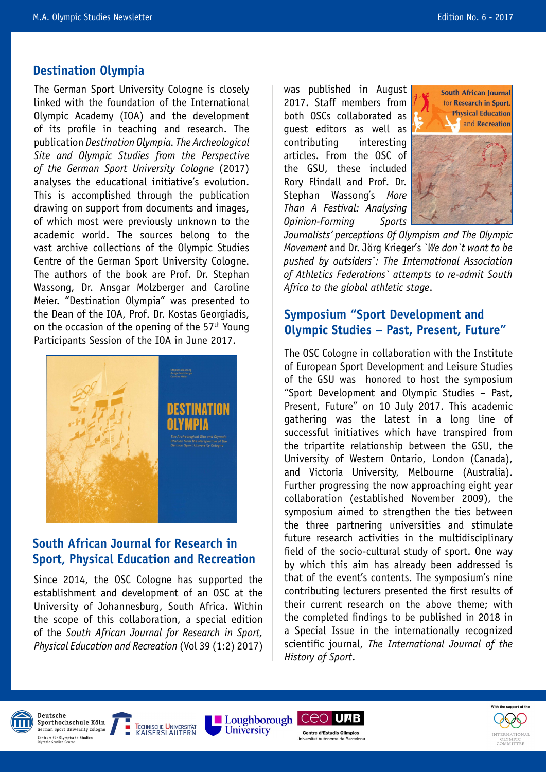## Destination Olympia

The German Sport University Cologne is closely linked with the foundation of the International Olympic Academy (IOA) and the development of its profile in teaching and research. The publication *Destination Olympia. The Archeological Site and Olympic Studies from the Perspective of the German Sport University Cologne* (2017) analyses the educational initiative's evolution. This is accomplished through the publication drawing on support from documents and images, of which most were previously unknown to the academic world. The sources belong to the vast archive collections of the Olympic Studies Centre of the German Sport University Cologne. The authors of the book are Prof. Dr. Stephan Wassong, Dr. Ansgar Molzberger and Caroline Meier. "Destination Olympia" was presented to the Dean of the IOA, Prof. Dr. Kostas Georgiadis, on the occasion of the opening of the 57th Young Participants Session of the IOA in June 2017.

## South African Journal for Research in Sport, Physical Education and Recreation

Since 2014, the OSC Cologne has supported the establishment and development of an OSC at the University of Johannesburg, South Africa. Within the scope of this collaboration, a special edition of the *South African Journal for Research in Sport, Physical Education and Recreation* (Vol 39 (1:2) 2017) was published in August 2017. Staff members from both OSCs collaborated as guest editors as well as contributing interesting articles. From the OSC of the GSU, these included Rory Flindall and Prof. Dr. Stephan Wassong's *More Than A Festival: Analysing Opinion-Forming Sports Journalists' perceptions Of Olympism and The Olympic Movement* and Dr. Jörg Krieger's *`We don`t want to be pushed by outsiders`: The International Association of Athletics Federations` attempts to re-admit South Africa to the global athletic stage*.

## Symposium "Sport Development and Olympic Studies – Past, Present, Future"

The OSC Cologne in collaboration with the Institute of European Sport Development and Leisure Studies of the GSU was honored to host the symposium "Sport Development and Olympic Studies – Past, Present, Future" on 10 July 2017. This academic gathering was the latest in a long line of successful initiatives which have transpired from the tripartite relationship between the GSU, the University of Western Ontario, London (Canada), and Victoria University, Melbourne (Australia). Further progressing the now approaching eight year collaboration (established November 2009), the symposium aimed to strengthen the ties between the three partnering universities and stimulate future research activities in the multidisciplinary field of the socio-cultural study of sport. One way by which this aim has already been addressed is that of the event's contents. The symposium's nine contributing lecturers presented the first results of their current research on the above theme; with the completed findings to be published in 2018 in a Special Issue in the internationally recognized scientific journal, *The International Journal of the History of Sport*.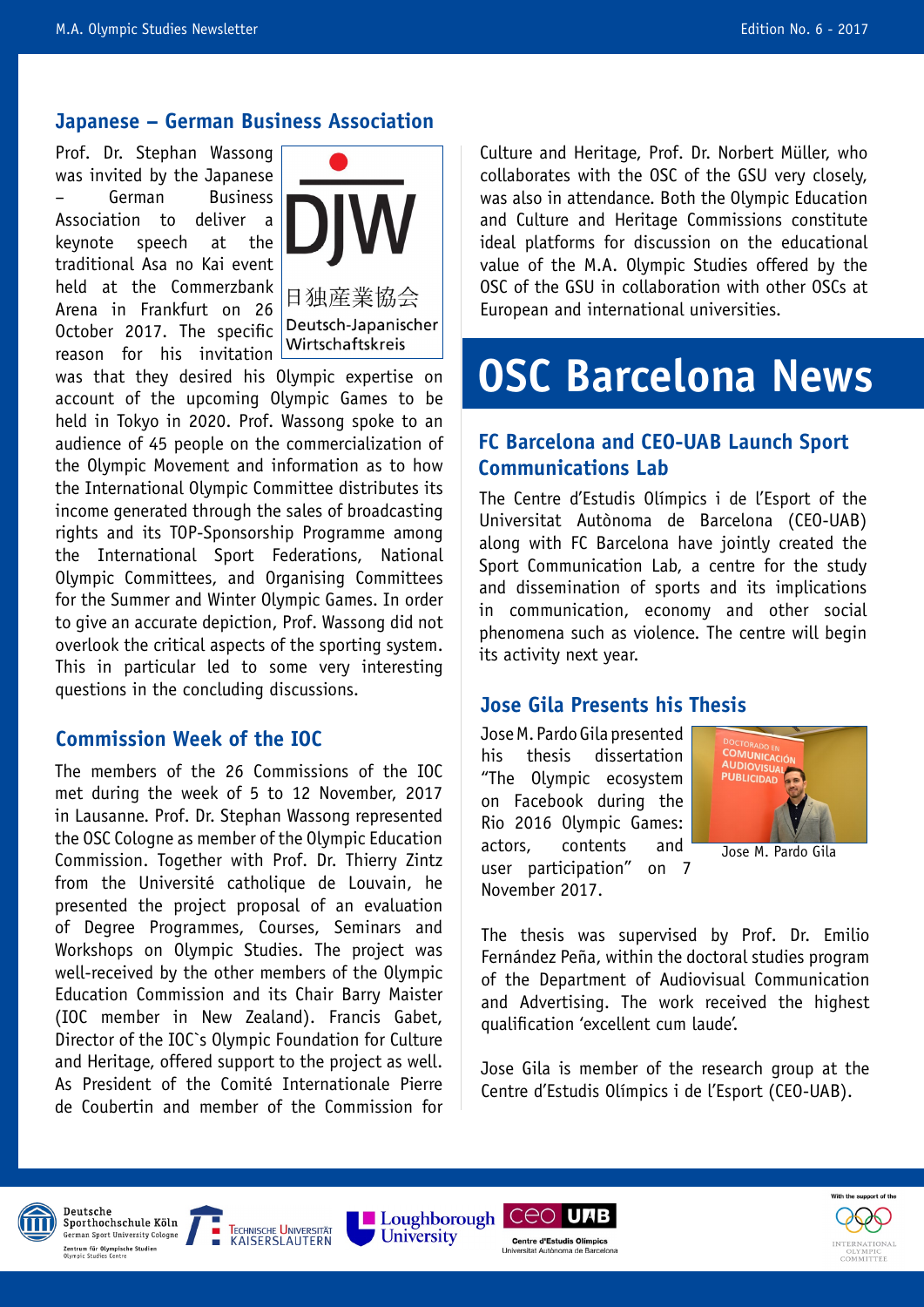## Japanese – German Business Association

Prof. Dr. Stephan Wassong was invited by the Japanese – German Business Association to deliver a keynote speech at the traditional Asa no Kai event held at the Commerzbank Arena in Frankfurt on 26 October 2017. The specific reason for his invitation was that they desired his Olympic expertise on account of the upcoming Olympic Games to be held in Tokyo in 2020. Prof. Wassong spoke to an audience of 45 people on the commercialization of the Olympic Movement and information as to how the International Olympic Committee distributes its income generated through the sales of broadcasting rights and its TOP-Sponsorship Programme among the International Sport Federations, National Olympic Committees, and Organising Committees for the Summer and Winter Olympic Games. In order to give an accurate depiction, Prof. Wassong did not overlook the critical aspects of the sporting system. This in particular led to some very interesting questions in the concluding discussions.

## Commission Week of the IOC

The members of the 26 Commissions of the IOC met during the week of 5 to 12 November, 2017 in Lausanne. Prof. Dr. Stephan Wassong represented the OSC Cologne as member of the Olympic Education Commission. Together with Prof. Dr. Thierry Zintz from the Université catholique de Louvain, he presented the project proposal of an evaluation of Degree Programmes, Courses, Seminars and Workshops on Olympic Studies. The project was well-received by the other members of the Olympic Education Commission and its Chair Barry Maister (IOC member in New Zealand). Francis Gabet, Director of the IOC`s Olympic Foundation for Culture and Heritage, offered support to the project as well. As President of the Comité Internationale Pierre de Coubertin and member of the Commission for Culture and Heritage, Prof. Dr. Norbert Müller, who collaborates with the OSC of the GSU very closely, was also in attendance. Both the Olympic Education and Culture and Heritage Commissions constitute ideal platforms for discussion on the educational value of the M.A. Olympic Studies offered by the OSC of the GSU in collaboration with other OSCs at European and international universities.

# OSC Barcelona News

## FC Barcelona and CEO-UAB Launch Sport Communications Lab

The Centre d'Estudis Olímpics i de l'Esport of the Universitat Autònoma de Barcelona (CEO-UAB) along with FC Barcelona have jointly created the Sport Communication Lab, a centre for the study and dissemination of sports and its implications in communication, economy and other social phenomena such as violence. The centre will begin its activity next year.

## Jose Gila Presents his Thesis

Jose M. Pardo Gila presented his thesis dissertation "The Olympic ecosystem on Facebook during the Rio 2016 Olympic Games: actors, contents and user participation" on 7 November 2017.

Jose M. Pardo Gila

The thesis was supervised by Prof. Dr. Emilio Fernández Peña, within the doctoral studies program of the Department of Audiovisual Communication and Advertising. The work received the highest qualification 'excellent cum laude'.

Jose Gila is member of the research group at the Centre d'Estudis Olímpics i de l'Esport (CEO-UAB).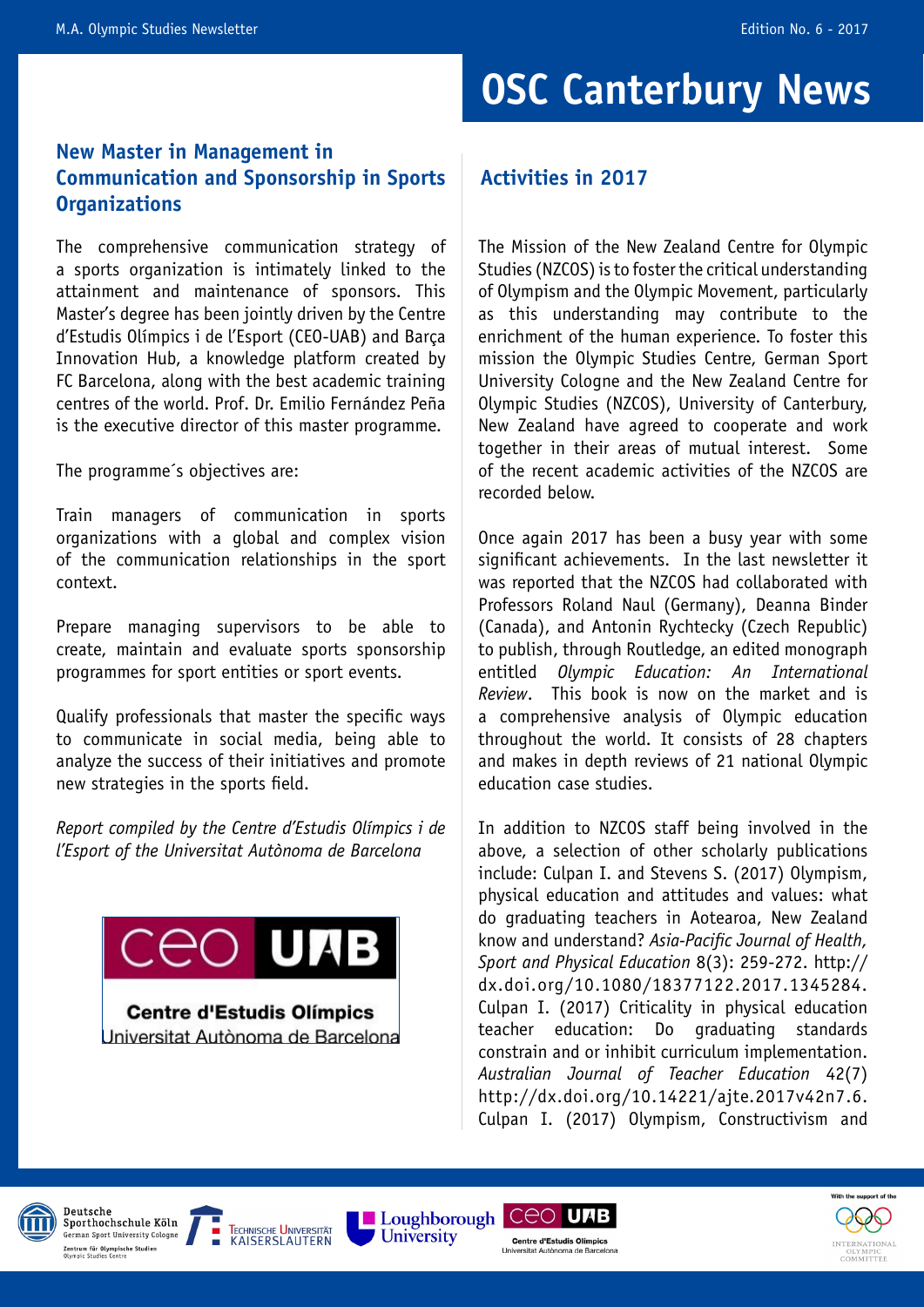# OSC Canterbury News

## New Master in Management in Communication and Sponsorship in Sports Organizations

The comprehensive communication strategy of a sports organization is intimately linked to the attainment and maintenance of sponsors. This Master's degree has been jointly driven by the Centre d'Estudis Olímpics i de l'Esport (CEO-UAB) and Barça Innovation Hub, a knowledge platform created by FC Barcelona, along with the best academic training centres of the world. Prof. Dr. Emilio Fernández Peña is the executive director of this master programme.

The programme´s objectives are:

Train managers of communication in sports organizations with a global and complex vision of the communication relationships in the sport context.

Prepare managing supervisors to be able to create, maintain and evaluate sports sponsorship programmes for sport entities or sport events.

Qualify professionals that master the specific ways to communicate in social media, being able to analyze the success of their initiatives and promote new strategies in the sports field.

*Report compiled by the Centre d'Estudis Olímpics i de l'Esport of the Universitat Autònoma de Barcelona*

## Activities in 2017

The Mission of the New Zealand Centre for Olympic Studies (NZCOS) is to foster the critical understanding of Olympism and the Olympic Movement, particularly as this understanding may contribute to the enrichment of the human experience. To foster this mission the Olympic Studies Centre, German Sport University Cologne and the New Zealand Centre for Olympic Studies (NZCOS), University of Canterbury, New Zealand have agreed to cooperate and work together in their areas of mutual interest. Some of the recent academic activities of the NZCOS are recorded below.

Once again 2017 has been a busy year with some significant achievements. In the last newsletter it was reported that the NZCOS had collaborated with Professors Roland Naul (Germany), Deanna Binder (Canada), and Antonin Rychtecky (Czech Republic) to publish, through Routledge, an edited monograph entitled *Olympic Education: An International Review*. This book is now on the market and is a comprehensive analysis of Olympic education throughout the world. It consists of 28 chapters and makes in depth reviews of 21 national Olympic education case studies.

In addition to NZCOS staff being involved in the above, a selection of other scholarly publications include: Culpan I. and Stevens S. (2017) Olympism, physical education and attitudes and values: what do graduating teachers in Aotearoa, New Zealand know and understand? *Asia-Pacific Journal of Health, Sport and Physical Education* 8(3): 259-272. http://dx.doi.org/10.1080/18377122.2017.1345284. Culpan I. (2017) Criticality in physical education teacher education: Do graduating standards constrain and or inhibit curriculum implementation. *Australian Journal of Teacher Education* 42(7) http://dx.doi.org/10.14221/ajte.2017v42n7.6. Culpan I. (2017) Olympism, Constructivism and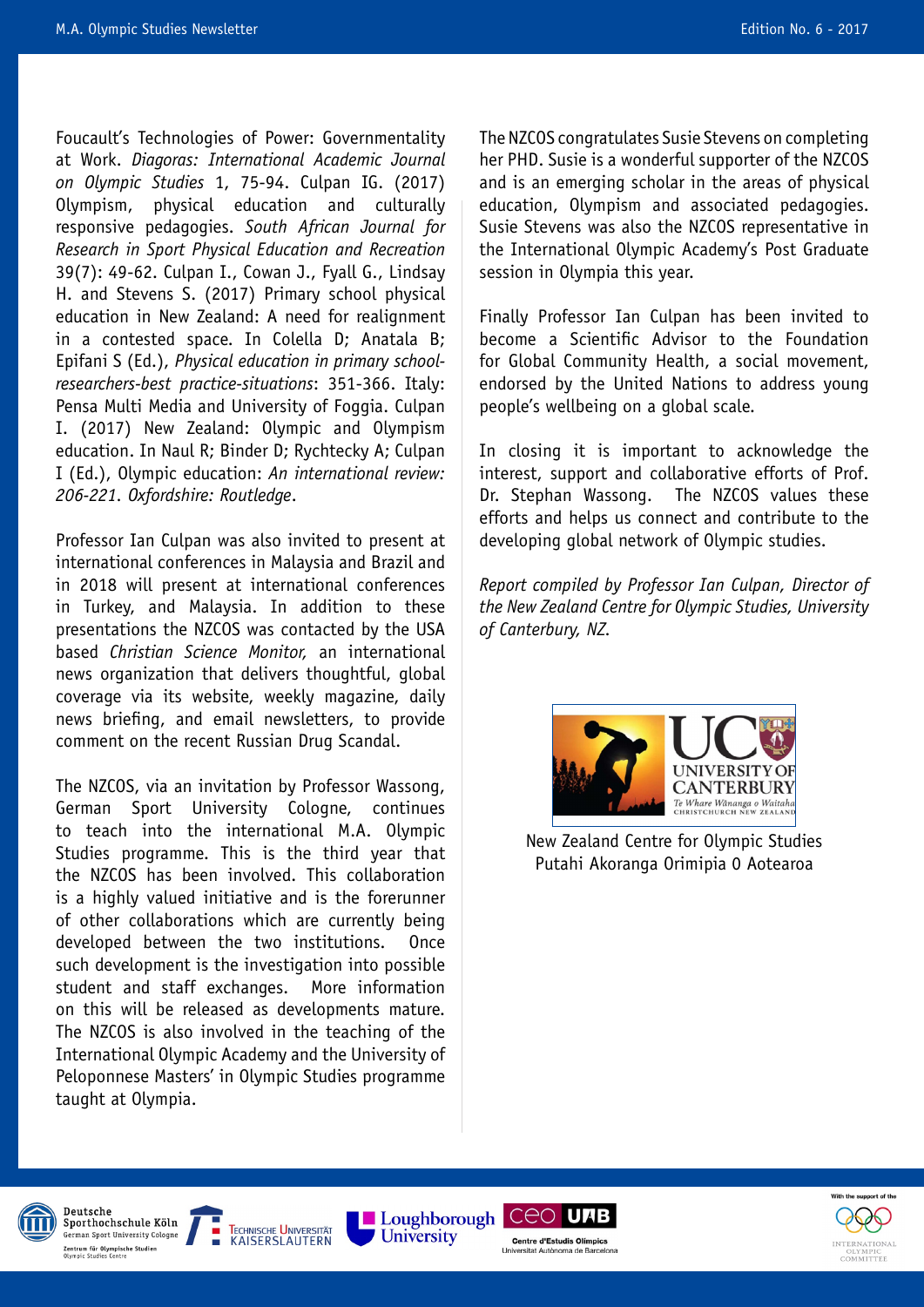Foucault's Technologies of Power: Governmentality at Work. *Diagoras: International Academic Journal on Olympic Studies* 1, 75-94. Culpan IG. (2017) Olympism, physical education and culturally responsive pedagogies. *South African Journal for Research in Sport Physical Education and Recreation* 39(7): 49-62. Culpan I., Cowan J., Fyall G., Lindsay H. and Stevens S. (2017) Primary school physical education in New Zealand: A need for realignment in a contested space. In Colella D; Anatala B; Epifani S (Ed.), *Physical education in primary school-researchers-best practice-situations*: 351-366. Italy: Pensa Multi Media and University of Foggia. Culpan I. (2017) New Zealand: Olympic and Olympism education. In Naul R; Binder D; Rychtecky A; Culpan I (Ed.), Olympic education: *An international review: 206-221. Oxfordshire: Routledge*.

Professor Ian Culpan was also invited to present at international conferences in Malaysia and Brazil and in 2018 will present at international conferences in Turkey, and Malaysia. In addition to these presentations the NZCOS was contacted by the USA based *Christian Science Monitor,* an international news organization that delivers thoughtful, global coverage via its website, weekly magazine, daily news briefing, and email newsletters, to provide comment on the recent Russian Drug Scandal.

The NZCOS, via an invitation by Professor Wassong, German Sport University Cologne, continues to teach into the international M.A. Olympic Studies programme. This is the third year that the NZCOS has been involved. This collaboration is a highly valued initiative and is the forerunner of other collaborations which are currently being developed between the two institutions. Once such development is the investigation into possible student and staff exchanges. More information on this will be released as developments mature. The NZCOS is also involved in the teaching of the International Olympic Academy and the University of Peloponnese Masters' in Olympic Studies programme taught at Olympia.

The NZCOS congratulates Susie Stevens on completing her PHD. Susie is a wonderful supporter of the NZCOS and is an emerging scholar in the areas of physical education, Olympism and associated pedagogies. Susie Stevens was also the NZCOS representative in the International Olympic Academy's Post Graduate session in Olympia this year.

Finally Professor Ian Culpan has been invited to become a Scientific Advisor to the Foundation for Global Community Health, a social movement, endorsed by the United Nations to address young people's wellbeing on a global scale.

In closing it is important to acknowledge the interest, support and collaborative efforts of Prof. Dr. Stephan Wassong. The NZCOS values these efforts and helps us connect and contribute to the developing global network of Olympic studies.

*Report compiled by Professor Ian Culpan, Director of the New Zealand Centre for Olympic Studies, University of Canterbury, NZ.*

UC UNIVERSITY OF CANTERBURY
Te Whare Wānanga o Waitaha
CHRISTCHURCH NEW ZEALAND

New Zealand Centre for Olympic Studies
Putahi Akoranga Orimipia O Aotearoa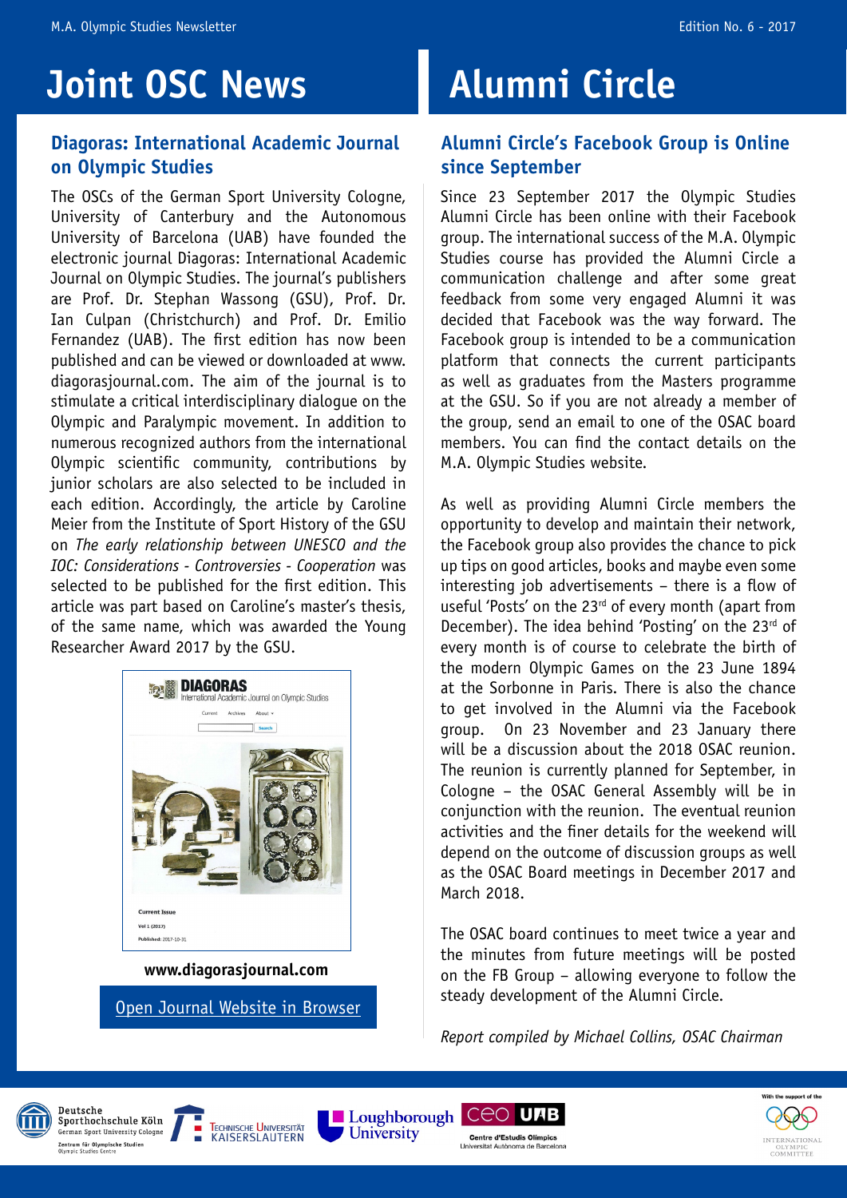# Joint OSC News

## Diagoras: International Academic Journal on Olympic Studies

The OSCs of the German Sport University Cologne, University of Canterbury and the Autonomous University of Barcelona (UAB) have founded the electronic journal Diagoras: International Academic Journal on Olympic Studies. The journal's publishers are Prof. Dr. Stephan Wassong (GSU), Prof. Dr. Ian Culpan (Christchurch) and Prof. Dr. Emilio Fernandez (UAB). The first edition has now been published and can be viewed or downloaded at www.diagorasjournal.com. The aim of the journal is to stimulate a critical interdisciplinary dialogue on the Olympic and Paralympic movement. In addition to numerous recognized authors from the international Olympic scientific community, contributions by junior scholars are also selected to be included in each edition. Accordingly, the article by Caroline Meier from the Institute of Sport History of the GSU on *The early relationship between UNESCO and the IOC: Considerations - Controversies - Cooperation* was selected to be published for the first edition. This article was part based on Caroline's master's thesis, of the same name, which was awarded the Young Researcher Award 2017 by the GSU.

**www.diagorasjournal.com**

Open Journal Website in Browser

# Alumni Circle

## Alumni Circle's Facebook Group is Online since September

Since 23 September 2017 the Olympic Studies Alumni Circle has been online with their Facebook group. The international success of the M.A. Olympic Studies course has provided the Alumni Circle a communication challenge and after some great feedback from some very engaged Alumni it was decided that Facebook was the way forward. The Facebook group is intended to be a communication platform that connects the current participants as well as graduates from the Masters programme at the GSU. So if you are not already a member of the group, send an email to one of the OSAC board members. You can find the contact details on the M.A. Olympic Studies website.

As well as providing Alumni Circle members the opportunity to develop and maintain their network, the Facebook group also provides the chance to pick up tips on good articles, books and maybe even some interesting job advertisements – there is a flow of useful 'Posts' on the 23rd of every month (apart from December). The idea behind 'Posting' on the 23rd of every month is of course to celebrate the birth of the modern Olympic Games on the 23 June 1894 at the Sorbonne in Paris. There is also the chance to get involved in the Alumni via the Facebook group. On 23 November and 23 January there will be a discussion about the 2018 OSAC reunion. The reunion is currently planned for September, in Cologne – the OSAC General Assembly will be in conjunction with the reunion. The eventual reunion activities and the finer details for the weekend will depend on the outcome of discussion groups as well as the OSAC Board meetings in December 2017 and March 2018.

The OSAC board continues to meet twice a year and the minutes from future meetings will be posted on the FB Group – allowing everyone to follow the steady development of the Alumni Circle.

*Report compiled by Michael Collins, OSAC Chairman*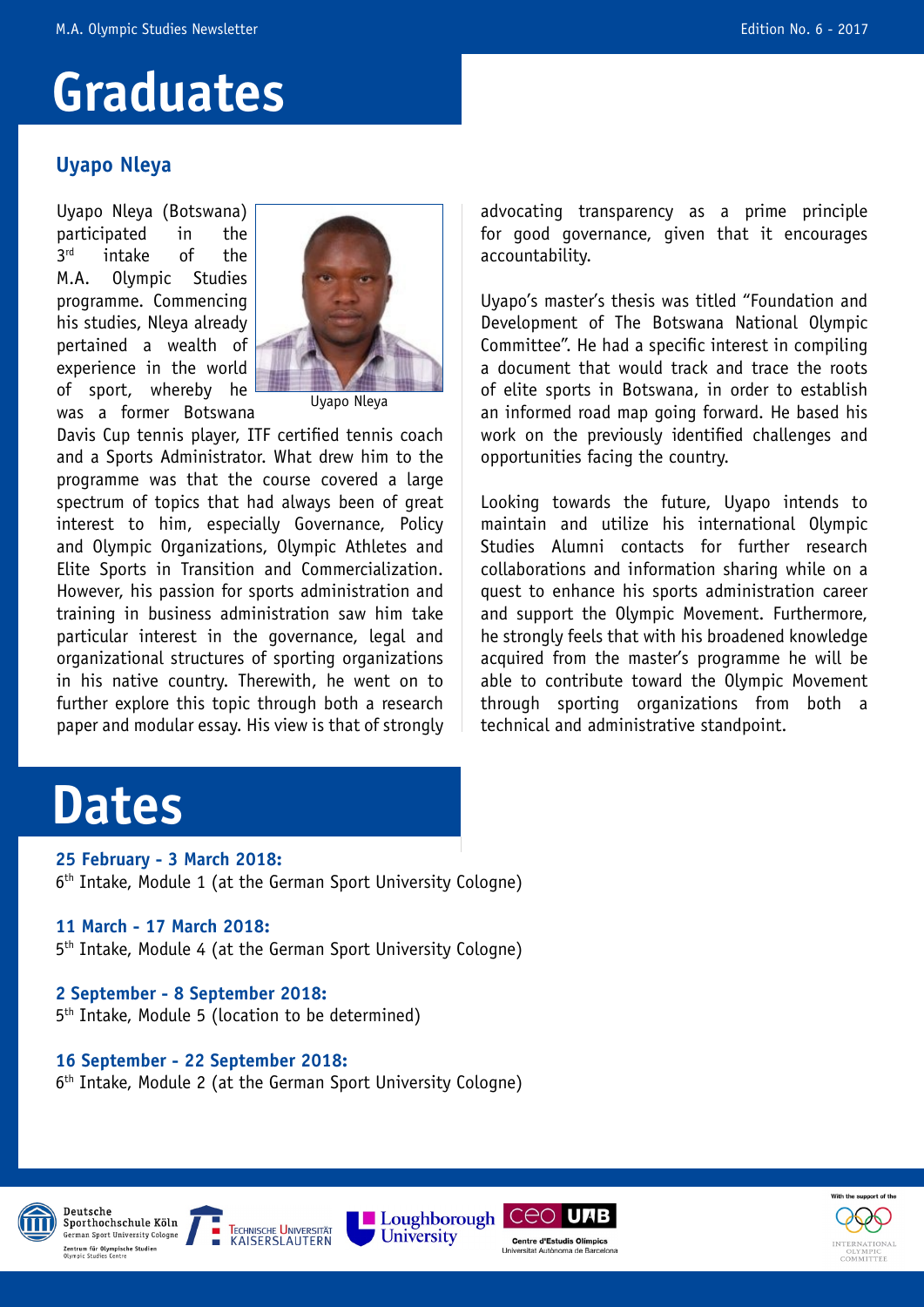# Graduates

## Uyapo Nleya

Uyapo Nleya (Botswana) participated in the 3rd intake of the M.A. Olympic Studies programme. Commencing his studies, Nleya already pertained a wealth of experience in the world of sport, whereby he was a former Botswana Davis Cup tennis player, ITF certified tennis coach and a Sports Administrator. What drew him to the programme was that the course covered a large spectrum of topics that had always been of great interest to him, especially Governance, Policy and Olympic Organizations, Olympic Athletes and Elite Sports in Transition and Commercialization. However, his passion for sports administration and training in business administration saw him take particular interest in the governance, legal and organizational structures of sporting organizations in his native country. Therewith, he went on to further explore this topic through both a research paper and modular essay. His view is that of strongly advocating transparency as a prime principle for good governance, given that it encourages accountability.

Uyapo Nleya

Uyapo's master's thesis was titled "Foundation and Development of The Botswana National Olympic Committee". He had a specific interest in compiling a document that would track and trace the roots of elite sports in Botswana, in order to establish an informed road map going forward. He based his work on the previously identified challenges and opportunities facing the country.

Looking towards the future, Uyapo intends to maintain and utilize his international Olympic Studies Alumni contacts for further research collaborations and information sharing while on a quest to enhance his sports administration career and support the Olympic Movement. Furthermore, he strongly feels that with his broadened knowledge acquired from the master's programme he will be able to contribute toward the Olympic Movement through sporting organizations from both a technical and administrative standpoint.

# Dates

**25 February - 3 March 2018:**
6th Intake, Module 1 (at the German Sport University Cologne)

**11 March - 17 March 2018:**
5th Intake, Module 4 (at the German Sport University Cologne)

**2 September - 8 September 2018:**
5th Intake, Module 5 (location to be determined)

**16 September - 22 September 2018:**
6th Intake, Module 2 (at the German Sport University Cologne)

Deutsche Sporthochschule Köln
German Sport University Cologne
Zentrum für Olympische Studien
Olympic Studies Centre

Technische Universität Kaiserslautern

Loughborough University

ceo UAB
Centre d'Estudis Olímpics
Universitat Autònoma de Barcelona

With the support of the
International Olympic Committee